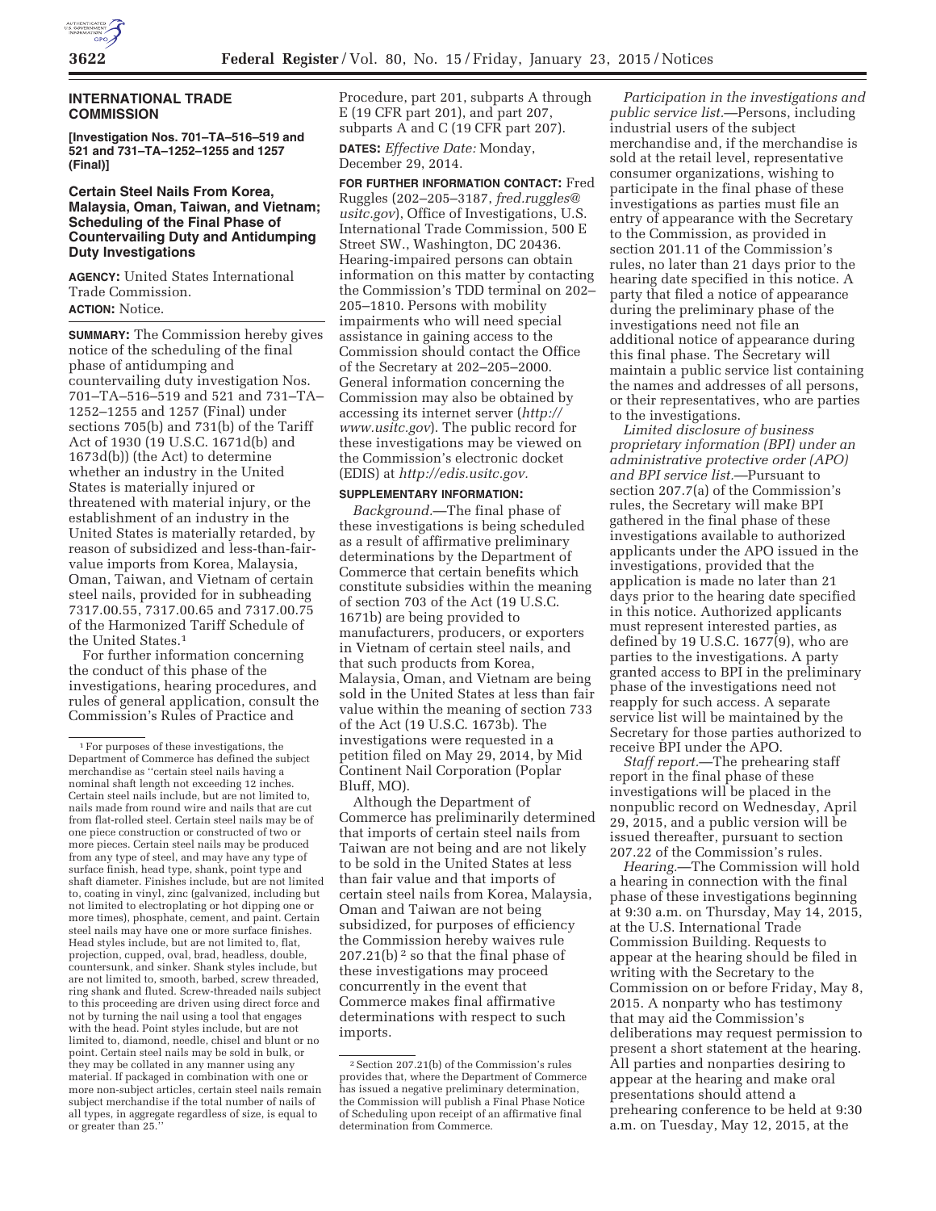## INTERNATIONAL TRADE COMMISSION

**[Investigation Nos. 701–TA–516–519 and 521 and 731–TA–1252–1255 and 1257 (Final)]**

### Certain Steel Nails From Korea, Malaysia, Oman, Taiwan, and Vietnam; Scheduling of the Final Phase of Countervailing Duty and Antidumping Duty Investigations

**AGENCY:** United States International Trade Commission.

**ACTION:** Notice.

**SUMMARY:** The Commission hereby gives notice of the scheduling of the final phase of antidumping and countervailing duty investigation Nos. 701–TA–516–519 and 521 and 731–TA–1252–1255 and 1257 (Final) under sections 705(b) and 731(b) of the Tariff Act of 1930 (19 U.S.C. 1671d(b) and 1673d(b)) (the Act) to determine whether an industry in the United States is materially injured or threatened with material injury, or the establishment of an industry in the United States is materially retarded, by reason of subsidized and less-than-fair-value imports from Korea, Malaysia, Oman, Taiwan, and Vietnam of certain steel nails, provided for in subheading 7317.00.55, 7317.00.65 and 7317.00.75 of the Harmonized Tariff Schedule of the United States.[1]

For further information concerning the conduct of this phase of the investigations, hearing procedures, and rules of general application, consult the Commission's Rules of Practice and Procedure, part 201, subparts A through E (19 CFR part 201), and part 207, subparts A and C (19 CFR part 207).

**DATES:** *Effective Date:* Monday, December 29, 2014.

**FOR FURTHER INFORMATION CONTACT:** Fred Ruggles (202–205–3187, *fred.ruggles@usitc.gov*), Office of Investigations, U.S. International Trade Commission, 500 E Street SW., Washington, DC 20436. Hearing-impaired persons can obtain information on this matter by contacting the Commission's TDD terminal on 202–205–1810. Persons with mobility impairments who will need special assistance in gaining access to the Commission should contact the Office of the Secretary at 202–205–2000. General information concerning the Commission may also be obtained by accessing its internet server (*http://www.usitc.gov*). The public record for these investigations may be viewed on the Commission's electronic docket (EDIS) at *http://edis.usitc.gov.*

**SUPPLEMENTARY INFORMATION:**

*Background.*—The final phase of these investigations is being scheduled as a result of affirmative preliminary determinations by the Department of Commerce that certain benefits which constitute subsidies within the meaning of section 703 of the Act (19 U.S.C. 1671b) are being provided to manufacturers, producers, or exporters in Vietnam of certain steel nails, and that such products from Korea, Malaysia, Oman, and Vietnam are being sold in the United States at less than fair value within the meaning of section 733 of the Act (19 U.S.C. 1673b). The investigations were requested in a petition filed on May 29, 2014, by Mid Continent Nail Corporation (Poplar Bluff, MO).

Although the Department of Commerce has preliminarily determined that imports of certain steel nails from Taiwan are not being and are not likely to be sold in the United States at less than fair value and that imports of certain steel nails from Korea, Malaysia, Oman and Taiwan are not being subsidized, for purposes of efficiency the Commission hereby waives rule 207.21(b)[2] so that the final phase of these investigations may proceed concurrently in the event that Commerce makes final affirmative determinations with respect to such imports.

*Participation in the investigations and public service list.*—Persons, including industrial users of the subject merchandise and, if the merchandise is sold at the retail level, representative consumer organizations, wishing to participate in the final phase of these investigations as parties must file an entry of appearance with the Secretary to the Commission, as provided in section 201.11 of the Commission's rules, no later than 21 days prior to the hearing date specified in this notice. A party that filed a notice of appearance during the preliminary phase of the investigations need not file an additional notice of appearance during this final phase. The Secretary will maintain a public service list containing the names and addresses of all persons, or their representatives, who are parties to the investigations.

*Limited disclosure of business proprietary information (BPI) under an administrative protective order (APO) and BPI service list.*—Pursuant to section 207.7(a) of the Commission's rules, the Secretary will make BPI gathered in the final phase of these investigations available to authorized applicants under the APO issued in the investigations, provided that the application is made no later than 21 days prior to the hearing date specified in this notice. Authorized applicants must represent interested parties, as defined by 19 U.S.C. 1677(9), who are parties to the investigations. A party granted access to BPI in the preliminary phase of the investigations need not reapply for such access. A separate service list will be maintained by the Secretary for those parties authorized to receive BPI under the APO.

*Staff report.*—The prehearing staff report in the final phase of these investigations will be placed in the nonpublic record on Wednesday, April 29, 2015, and a public version will be issued thereafter, pursuant to section 207.22 of the Commission's rules.

*Hearing.*—The Commission will hold a hearing in connection with the final phase of these investigations beginning at 9:30 a.m. on Thursday, May 14, 2015, at the U.S. International Trade Commission Building. Requests to appear at the hearing should be filed in writing with the Secretary to the Commission on or before Friday, May 8, 2015. A nonparty who has testimony that may aid the Commission's deliberations may request permission to present a short statement at the hearing. All parties and nonparties desiring to appear at the hearing and make oral presentations should attend a prehearing conference to be held at 9:30 a.m. on Tuesday, May 12, 2015, at the

---

[1] For purposes of these investigations, the Department of Commerce has defined the subject merchandise as "certain steel nails having a nominal shaft length not exceeding 12 inches. Certain steel nails include, but are not limited to, nails made from round wire and nails that are cut from flat-rolled steel. Certain steel nails may be of one piece construction or constructed of two or more pieces. Certain steel nails may be produced from any type of steel, and may have any type of surface finish, head type, shank, point type and shaft diameter. Finishes include, but are not limited to, coating in vinyl, zinc (galvanized, including but not limited to electroplating or hot dipping one or more times), phosphate, cement, and paint. Certain steel nails may have one or more surface finishes. Head styles include, but are not limited to, flat, projection, cupped, oval, brad, headless, double, countersunk, and sinker. Shank styles include, but are not limited to, smooth, barbed, screw threaded, ring shank and fluted. Screw-threaded nails subject to this proceeding are driven using direct force and not by turning the nail using a tool that engages with the head. Point styles include, but are not limited to, diamond, needle, chisel and blunt or no point. Certain steel nails may be sold in bulk, or they may be collated in any manner using any material. If packaged in combination with one or more non-subject articles, certain steel nails remain subject merchandise if the total number of nails of all types, in aggregate regardless of size, is equal to or greater than 25."

[2] Section 207.21(b) of the Commission's rules provides that, where the Department of Commerce has issued a negative preliminary determination, the Commission will publish a Final Phase Notice of Scheduling upon receipt of an affirmative final determination from Commerce.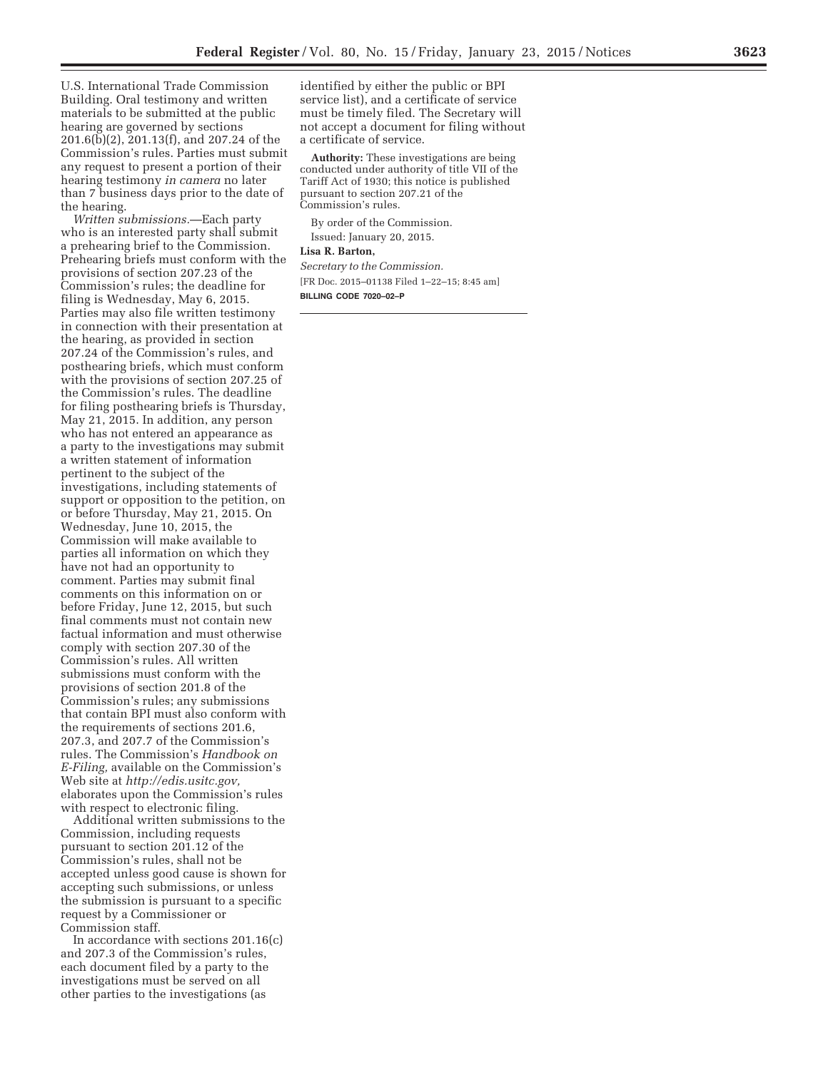U.S. International Trade Commission Building. Oral testimony and written materials to be submitted at the public hearing are governed by sections 201.6(b)(2), 201.13(f), and 207.24 of the Commission's rules. Parties must submit any request to present a portion of their hearing testimony *in camera* no later than 7 business days prior to the date of the hearing.

*Written submissions.*—Each party who is an interested party shall submit a prehearing brief to the Commission. Prehearing briefs must conform with the provisions of section 207.23 of the Commission's rules; the deadline for filing is Wednesday, May 6, 2015. Parties may also file written testimony in connection with their presentation at the hearing, as provided in section 207.24 of the Commission's rules, and posthearing briefs, which must conform with the provisions of section 207.25 of the Commission's rules. The deadline for filing posthearing briefs is Thursday, May 21, 2015. In addition, any person who has not entered an appearance as a party to the investigations may submit a written statement of information pertinent to the subject of the investigations, including statements of support or opposition to the petition, on or before Thursday, May 21, 2015. On Wednesday, June 10, 2015, the Commission will make available to parties all information on which they have not had an opportunity to comment. Parties may submit final comments on this information on or before Friday, June 12, 2015, but such final comments must not contain new factual information and must otherwise comply with section 207.30 of the Commission's rules. All written submissions must conform with the provisions of section 201.8 of the Commission's rules; any submissions that contain BPI must also conform with the requirements of sections 201.6, 207.3, and 207.7 of the Commission's rules. The Commission's *Handbook on E-Filing,* available on the Commission's Web site at *http://edis.usitc.gov,* elaborates upon the Commission's rules with respect to electronic filing.

Additional written submissions to the Commission, including requests pursuant to section 201.12 of the Commission's rules, shall not be accepted unless good cause is shown for accepting such submissions, or unless the submission is pursuant to a specific request by a Commissioner or Commission staff.

In accordance with sections 201.16(c) and 207.3 of the Commission's rules, each document filed by a party to the investigations must be served on all other parties to the investigations (as identified by either the public or BPI service list), and a certificate of service must be timely filed. The Secretary will not accept a document for filing without a certificate of service.

**Authority:** These investigations are being conducted under authority of title VII of the Tariff Act of 1930; this notice is published pursuant to section 207.21 of the Commission's rules.

By order of the Commission.

Issued: January 20, 2015.

**Lisa R. Barton,**

*Secretary to the Commission.*

[FR Doc. 2015–01138 Filed 1–22–15; 8:45 am]

**BILLING CODE 7020–02–P**